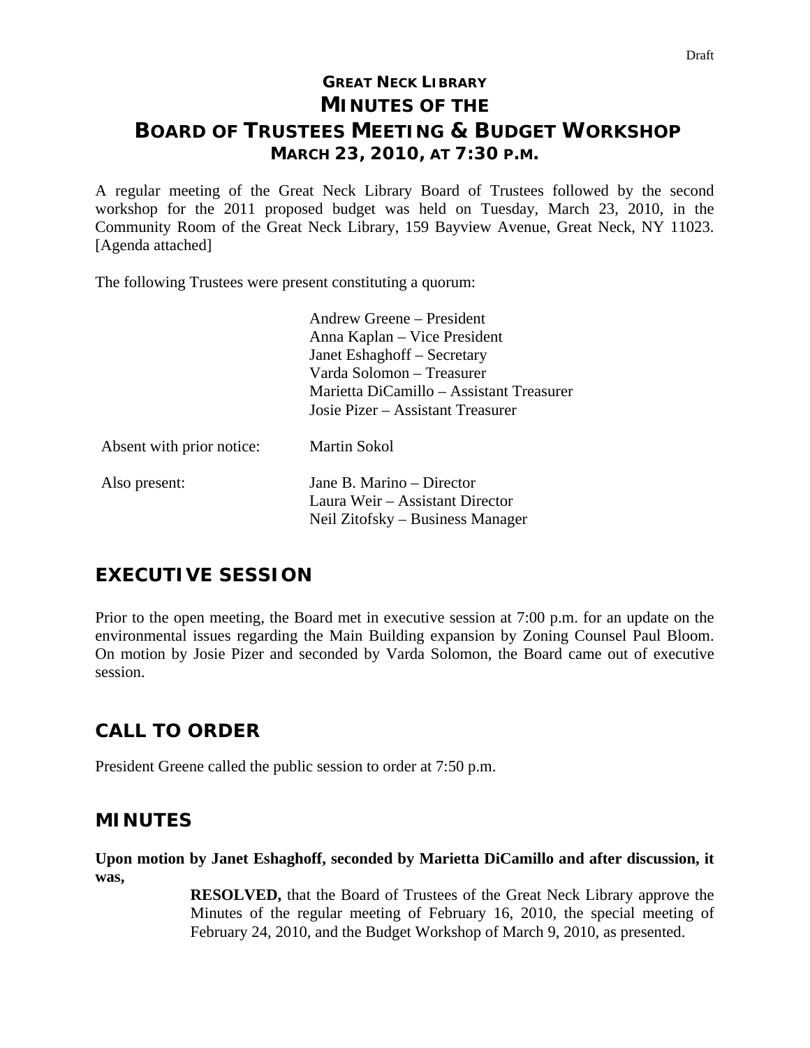Draft

# GREAT NECK LIBRARY
# MINUTES OF THE
# BOARD OF TRUSTEES MEETING & BUDGET WORKSHOP
## MARCH 23, 2010, AT 7:30 P.M.

A regular meeting of the Great Neck Library Board of Trustees followed by the second workshop for the 2011 proposed budget was held on Tuesday, March 23, 2010, in the Community Room of the Great Neck Library, 159 Bayview Avenue, Great Neck, NY 11023. [Agenda attached]

The following Trustees were present constituting a quorum:

Andrew Greene – President
Anna Kaplan – Vice President
Janet Eshaghoff – Secretary
Varda Solomon – Treasurer
Marietta DiCamillo – Assistant Treasurer
Josie Pizer – Assistant Treasurer

Absent with prior notice: Martin Sokol

Also present: Jane B. Marino – Director
Laura Weir – Assistant Director
Neil Zitofsky – Business Manager

## EXECUTIVE SESSION

Prior to the open meeting, the Board met in executive session at 7:00 p.m. for an update on the environmental issues regarding the Main Building expansion by Zoning Counsel Paul Bloom. On motion by Josie Pizer and seconded by Varda Solomon, the Board came out of executive session.

## CALL TO ORDER

President Greene called the public session to order at 7:50 p.m.

## MINUTES

**Upon motion by Janet Eshaghoff, seconded by Marietta DiCamillo and after discussion, it was,**

> **RESOLVED,** that the Board of Trustees of the Great Neck Library approve the Minutes of the regular meeting of February 16, 2010, the special meeting of February 24, 2010, and the Budget Workshop of March 9, 2010, as presented.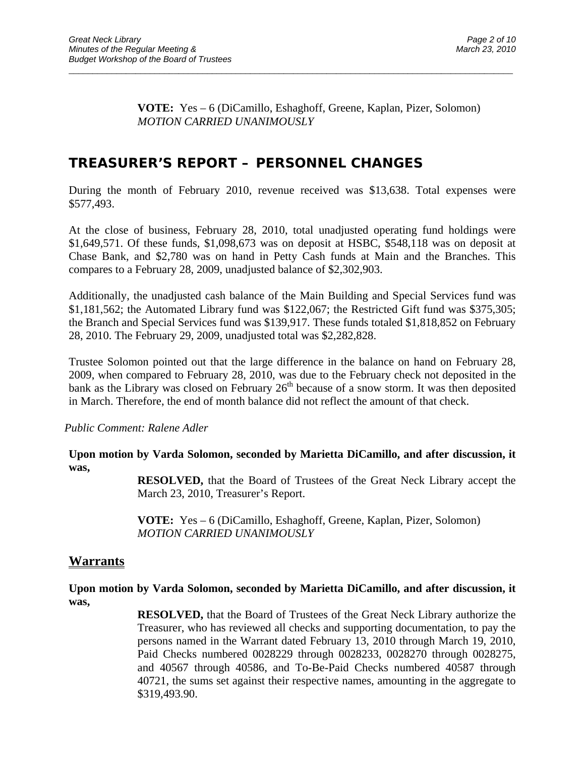**VOTE:** Yes – 6 (DiCamillo, Eshaghoff, Greene, Kaplan, Pizer, Solomon)
*MOTION CARRIED UNANIMOUSLY*

## TREASURER'S REPORT – PERSONNEL CHANGES

During the month of February 2010, revenue received was $13,638. Total expenses were $577,493.

At the close of business, February 28, 2010, total unadjusted operating fund holdings were $1,649,571. Of these funds, $1,098,673 was on deposit at HSBC, $548,118 was on deposit at Chase Bank, and $2,780 was on hand in Petty Cash funds at Main and the Branches. This compares to a February 28, 2009, unadjusted balance of $2,302,903.

Additionally, the unadjusted cash balance of the Main Building and Special Services fund was $1,181,562; the Automated Library fund was $122,067; the Restricted Gift fund was $375,305; the Branch and Special Services fund was $139,917. These funds totaled $1,818,852 on February 28, 2010. The February 29, 2009, unadjusted total was $2,282,828.

Trustee Solomon pointed out that the large difference in the balance on hand on February 28, 2009, when compared to February 28, 2010, was due to the February check not deposited in the bank as the Library was closed on February 26th because of a snow storm. It was then deposited in March. Therefore, the end of month balance did not reflect the amount of that check.

*Public Comment: Ralene Adler*

**Upon motion by Varda Solomon, seconded by Marietta DiCamillo, and after discussion, it was,**

**RESOLVED,** that the Board of Trustees of the Great Neck Library accept the March 23, 2010, Treasurer's Report.

**VOTE:** Yes – 6 (DiCamillo, Eshaghoff, Greene, Kaplan, Pizer, Solomon)
*MOTION CARRIED UNANIMOUSLY*

## Warrants

**Upon motion by Varda Solomon, seconded by Marietta DiCamillo, and after discussion, it was,**

**RESOLVED,** that the Board of Trustees of the Great Neck Library authorize the Treasurer, who has reviewed all checks and supporting documentation, to pay the persons named in the Warrant dated February 13, 2010 through March 19, 2010, Paid Checks numbered 0028229 through 0028233, 0028270 through 0028275, and 40567 through 40586, and To-Be-Paid Checks numbered 40587 through 40721, the sums set against their respective names, amounting in the aggregate to $319,493.90.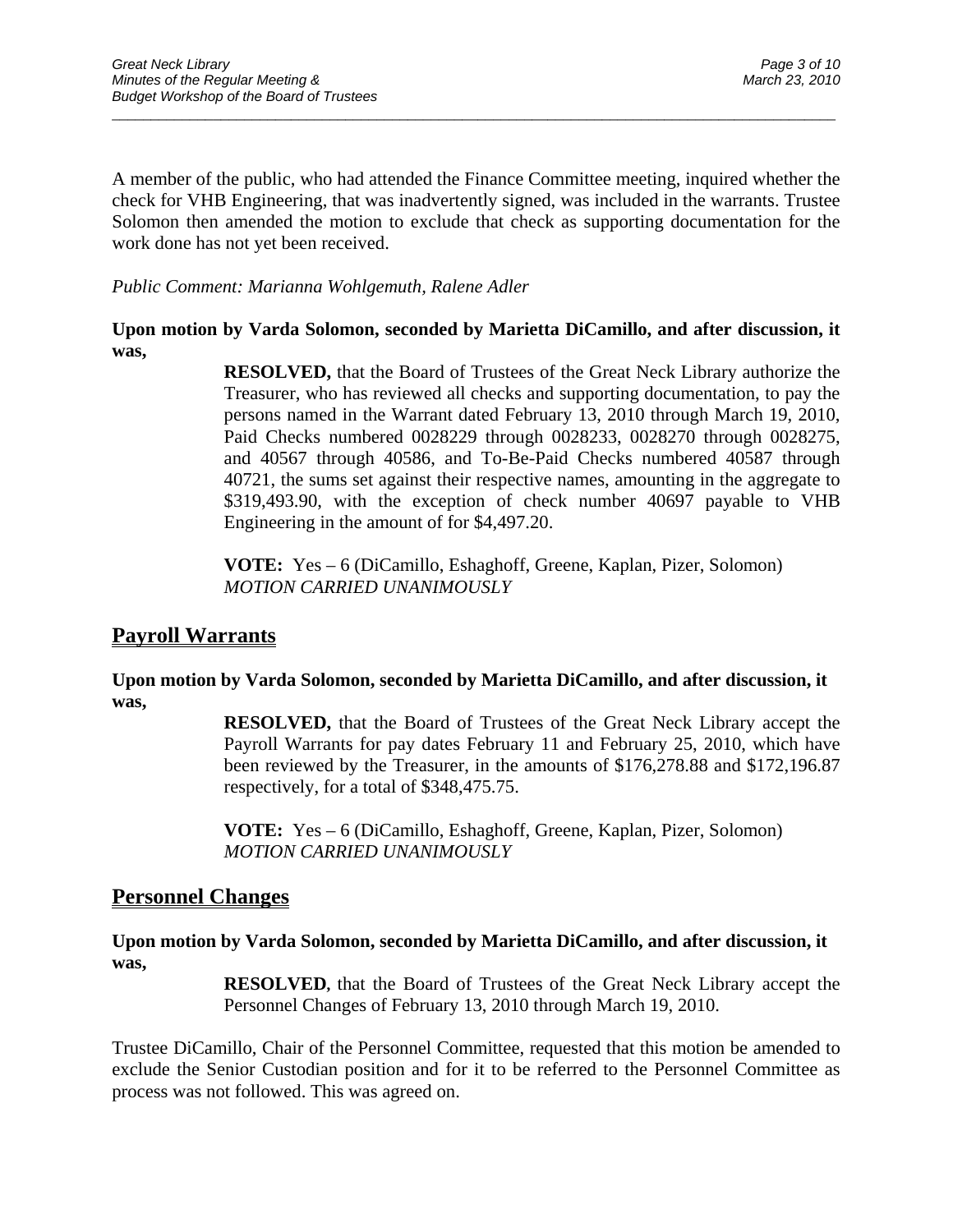A member of the public, who had attended the Finance Committee meeting, inquired whether the check for VHB Engineering, that was inadvertently signed, was included in the warrants. Trustee Solomon then amended the motion to exclude that check as supporting documentation for the work done has not yet been received.

*Public Comment: Marianna Wohlgemuth, Ralene Adler*

**Upon motion by Varda Solomon, seconded by Marietta DiCamillo, and after discussion, it was,**

> **RESOLVED,** that the Board of Trustees of the Great Neck Library authorize the Treasurer, who has reviewed all checks and supporting documentation, to pay the persons named in the Warrant dated February 13, 2010 through March 19, 2010, Paid Checks numbered 0028229 through 0028233, 0028270 through 0028275, and 40567 through 40586, and To-Be-Paid Checks numbered 40587 through 40721, the sums set against their respective names, amounting in the aggregate to $319,493.90, with the exception of check number 40697 payable to VHB Engineering in the amount of for $4,497.20.
>
> **VOTE:** Yes – 6 (DiCamillo, Eshaghoff, Greene, Kaplan, Pizer, Solomon)
> *MOTION CARRIED UNANIMOUSLY*

## Payroll Warrants

**Upon motion by Varda Solomon, seconded by Marietta DiCamillo, and after discussion, it was,**

> **RESOLVED,** that the Board of Trustees of the Great Neck Library accept the Payroll Warrants for pay dates February 11 and February 25, 2010, which have been reviewed by the Treasurer, in the amounts of $176,278.88 and $172,196.87 respectively, for a total of $348,475.75.
>
> **VOTE:** Yes – 6 (DiCamillo, Eshaghoff, Greene, Kaplan, Pizer, Solomon)
> *MOTION CARRIED UNANIMOUSLY*

## Personnel Changes

**Upon motion by Varda Solomon, seconded by Marietta DiCamillo, and after discussion, it was,**

> **RESOLVED**, that the Board of Trustees of the Great Neck Library accept the Personnel Changes of February 13, 2010 through March 19, 2010.

Trustee DiCamillo, Chair of the Personnel Committee, requested that this motion be amended to exclude the Senior Custodian position and for it to be referred to the Personnel Committee as process was not followed. This was agreed on.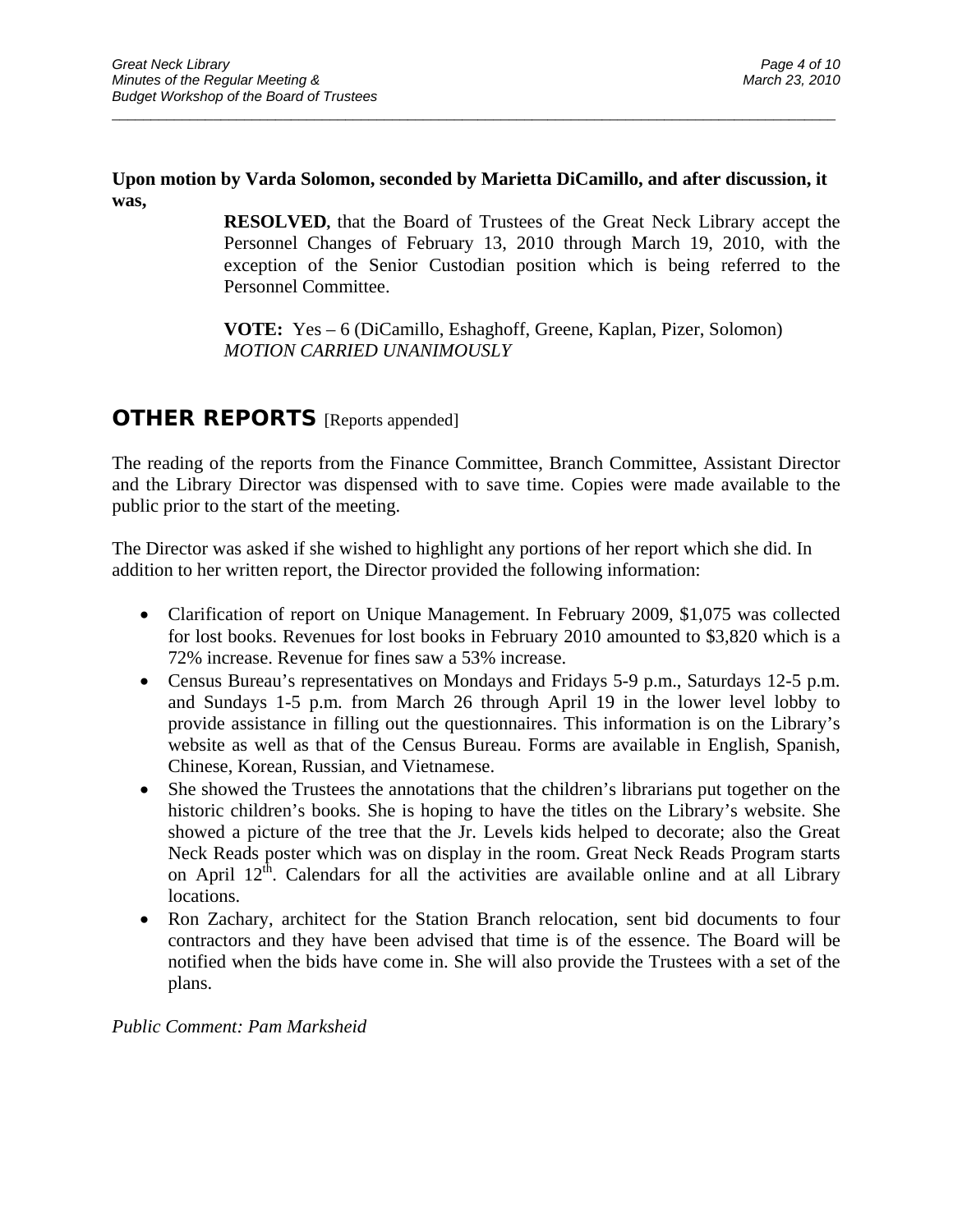**Upon motion by Varda Solomon, seconded by Marietta DiCamillo, and after discussion, it was,**

> **RESOLVED**, that the Board of Trustees of the Great Neck Library accept the Personnel Changes of February 13, 2010 through March 19, 2010, with the exception of the Senior Custodian position which is being referred to the Personnel Committee.
>
> **VOTE:** Yes – 6 (DiCamillo, Eshaghoff, Greene, Kaplan, Pizer, Solomon)
> *MOTION CARRIED UNANIMOUSLY*

## OTHER REPORTS [Reports appended]

The reading of the reports from the Finance Committee, Branch Committee, Assistant Director and the Library Director was dispensed with to save time. Copies were made available to the public prior to the start of the meeting.

The Director was asked if she wished to highlight any portions of her report which she did. In addition to her written report, the Director provided the following information:

- Clarification of report on Unique Management. In February 2009, $1,075 was collected for lost books. Revenues for lost books in February 2010 amounted to $3,820 which is a 72% increase. Revenue for fines saw a 53% increase.
- Census Bureau's representatives on Mondays and Fridays 5-9 p.m., Saturdays 12-5 p.m. and Sundays 1-5 p.m. from March 26 through April 19 in the lower level lobby to provide assistance in filling out the questionnaires. This information is on the Library's website as well as that of the Census Bureau. Forms are available in English, Spanish, Chinese, Korean, Russian, and Vietnamese.
- She showed the Trustees the annotations that the children's librarians put together on the historic children's books. She is hoping to have the titles on the Library's website. She showed a picture of the tree that the Jr. Levels kids helped to decorate; also the Great Neck Reads poster which was on display in the room. Great Neck Reads Program starts on April 12th. Calendars for all the activities are available online and at all Library locations.
- Ron Zachary, architect for the Station Branch relocation, sent bid documents to four contractors and they have been advised that time is of the essence. The Board will be notified when the bids have come in. She will also provide the Trustees with a set of the plans.

*Public Comment: Pam Marksheid*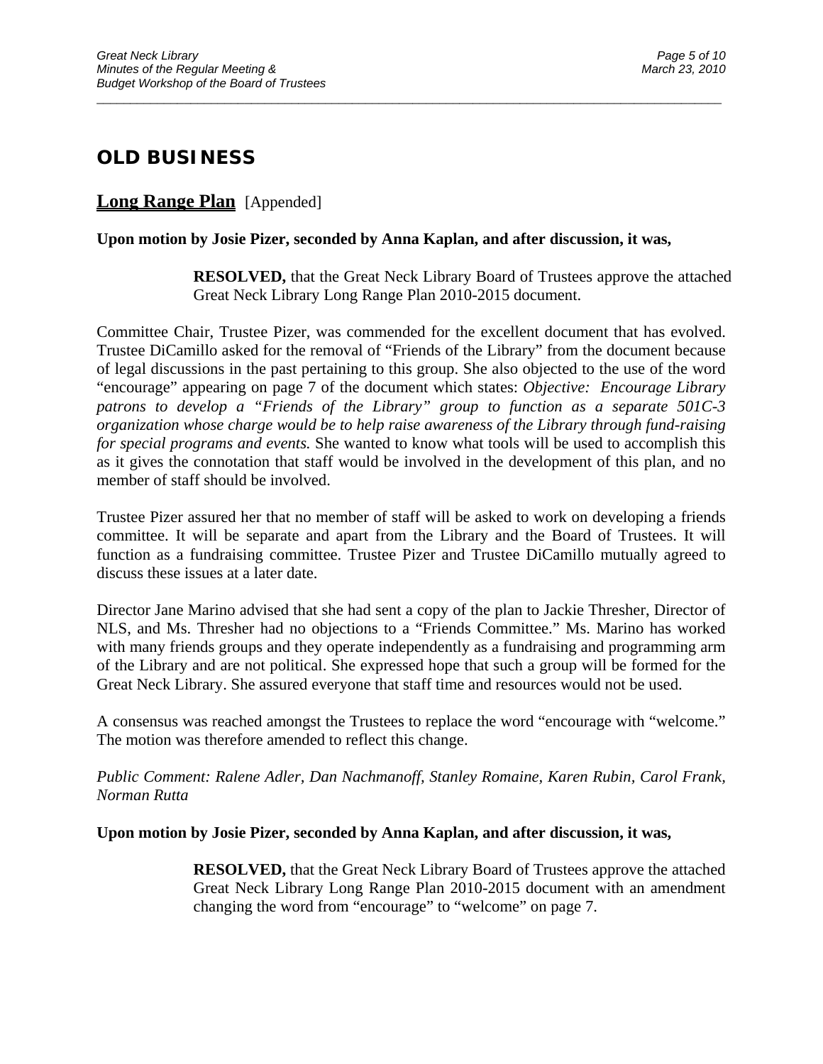## OLD BUSINESS

### Long Range Plan [Appended]

**Upon motion by Josie Pizer, seconded by Anna Kaplan, and after discussion, it was,**

> **RESOLVED,** that the Great Neck Library Board of Trustees approve the attached Great Neck Library Long Range Plan 2010-2015 document.

Committee Chair, Trustee Pizer, was commended for the excellent document that has evolved. Trustee DiCamillo asked for the removal of "Friends of the Library" from the document because of legal discussions in the past pertaining to this group. She also objected to the use of the word "encourage" appearing on page 7 of the document which states: *Objective: Encourage Library patrons to develop a "Friends of the Library" group to function as a separate 501C-3 organization whose charge would be to help raise awareness of the Library through fund-raising for special programs and events.* She wanted to know what tools will be used to accomplish this as it gives the connotation that staff would be involved in the development of this plan, and no member of staff should be involved.

Trustee Pizer assured her that no member of staff will be asked to work on developing a friends committee. It will be separate and apart from the Library and the Board of Trustees. It will function as a fundraising committee. Trustee Pizer and Trustee DiCamillo mutually agreed to discuss these issues at a later date.

Director Jane Marino advised that she had sent a copy of the plan to Jackie Thresher, Director of NLS, and Ms. Thresher had no objections to a "Friends Committee." Ms. Marino has worked with many friends groups and they operate independently as a fundraising and programming arm of the Library and are not political. She expressed hope that such a group will be formed for the Great Neck Library. She assured everyone that staff time and resources would not be used.

A consensus was reached amongst the Trustees to replace the word "encourage with "welcome." The motion was therefore amended to reflect this change.

*Public Comment: Ralene Adler, Dan Nachmanoff, Stanley Romaine, Karen Rubin, Carol Frank, Norman Rutta*

**Upon motion by Josie Pizer, seconded by Anna Kaplan, and after discussion, it was,**

> **RESOLVED,** that the Great Neck Library Board of Trustees approve the attached Great Neck Library Long Range Plan 2010-2015 document with an amendment changing the word from "encourage" to "welcome" on page 7.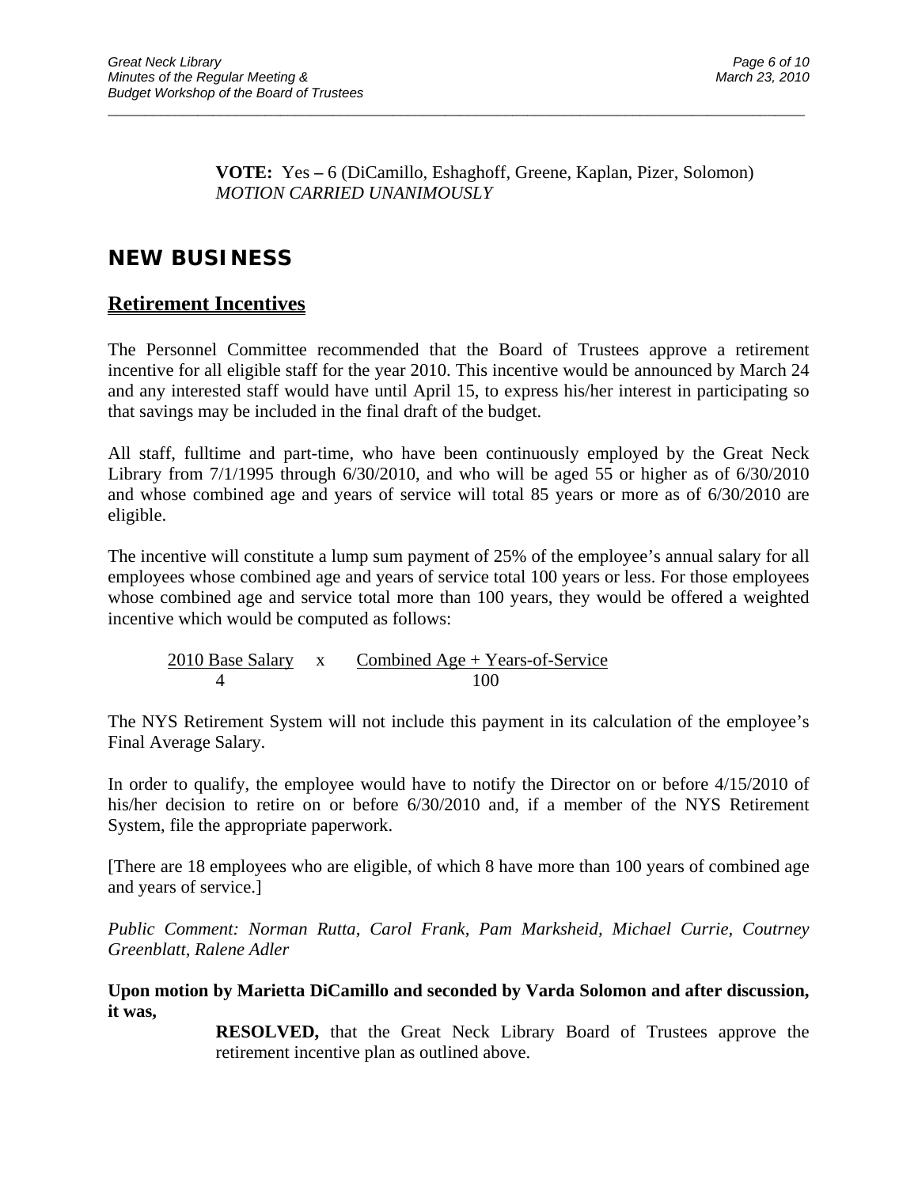**VOTE:** Yes – 6 (DiCamillo, Eshaghoff, Greene, Kaplan, Pizer, Solomon)
*MOTION CARRIED UNANIMOUSLY*

# NEW BUSINESS

## Retirement Incentives

The Personnel Committee recommended that the Board of Trustees approve a retirement incentive for all eligible staff for the year 2010. This incentive would be announced by March 24 and any interested staff would have until April 15, to express his/her interest in participating so that savings may be included in the final draft of the budget.

All staff, fulltime and part-time, who have been continuously employed by the Great Neck Library from 7/1/1995 through 6/30/2010, and who will be aged 55 or higher as of 6/30/2010 and whose combined age and years of service will total 85 years or more as of 6/30/2010 are eligible.

The incentive will constitute a lump sum payment of 25% of the employee's annual salary for all employees whose combined age and years of service total 100 years or less. For those employees whose combined age and service total more than 100 years, they would be offered a weighted incentive which would be computed as follows:

$$\frac{\text{2010 Base Salary}}{4} \times \frac{\text{Combined Age + Years-of-Service}}{100}$$

The NYS Retirement System will not include this payment in its calculation of the employee's Final Average Salary.

In order to qualify, the employee would have to notify the Director on or before 4/15/2010 of his/her decision to retire on or before 6/30/2010 and, if a member of the NYS Retirement System, file the appropriate paperwork.

[There are 18 employees who are eligible, of which 8 have more than 100 years of combined age and years of service.]

*Public Comment: Norman Rutta, Carol Frank, Pam Marksheid, Michael Currie, Coutrney Greenblatt, Ralene Adler*

**Upon motion by Marietta DiCamillo and seconded by Varda Solomon and after discussion, it was,**

**RESOLVED,** that the Great Neck Library Board of Trustees approve the retirement incentive plan as outlined above.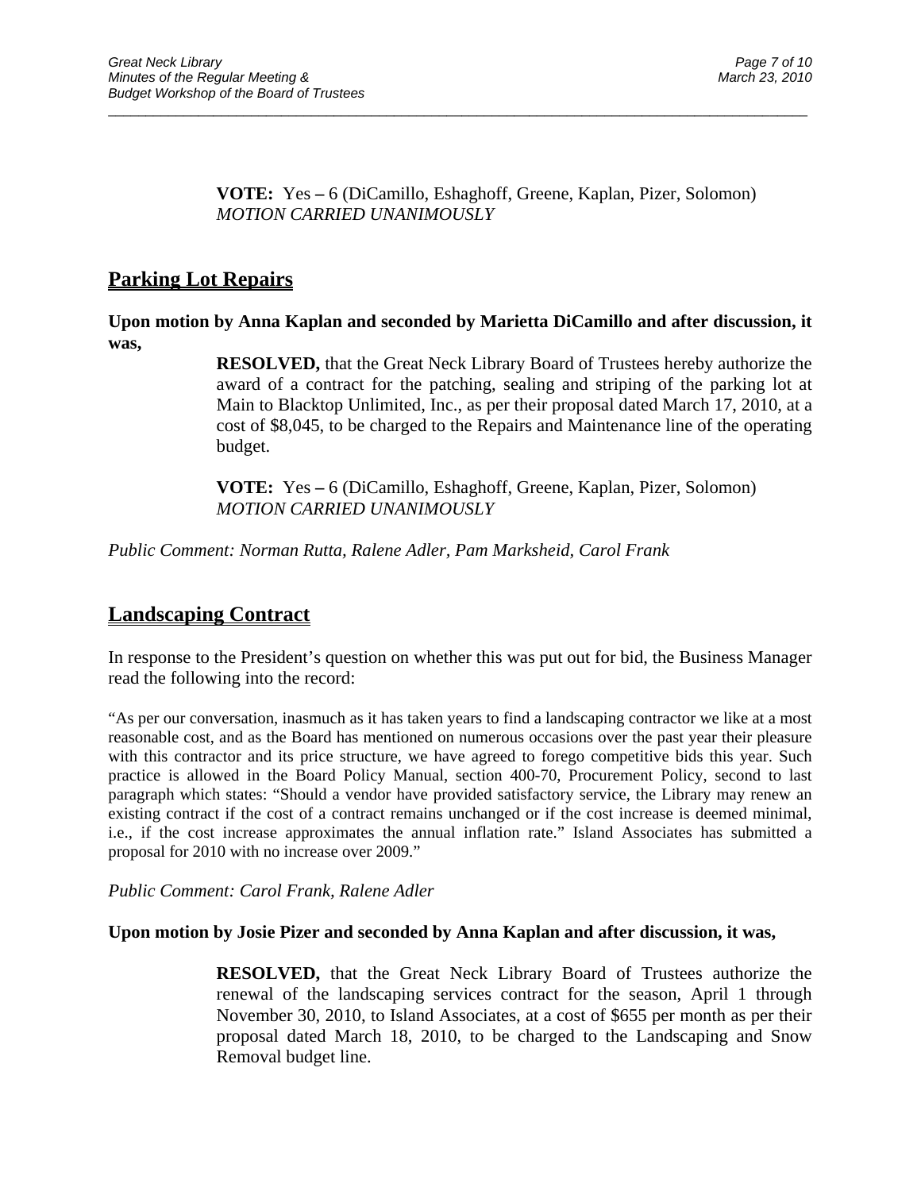**VOTE:** Yes – 6 (DiCamillo, Eshaghoff, Greene, Kaplan, Pizer, Solomon)
*MOTION CARRIED UNANIMOUSLY*

## Parking Lot Repairs

**Upon motion by Anna Kaplan and seconded by Marietta DiCamillo and after discussion, it was,**

**RESOLVED,** that the Great Neck Library Board of Trustees hereby authorize the award of a contract for the patching, sealing and striping of the parking lot at Main to Blacktop Unlimited, Inc., as per their proposal dated March 17, 2010, at a cost of $8,045, to be charged to the Repairs and Maintenance line of the operating budget.

**VOTE:** Yes – 6 (DiCamillo, Eshaghoff, Greene, Kaplan, Pizer, Solomon)
*MOTION CARRIED UNANIMOUSLY*

*Public Comment: Norman Rutta, Ralene Adler, Pam Marksheid, Carol Frank*

## Landscaping Contract

In response to the President's question on whether this was put out for bid, the Business Manager read the following into the record:

"As per our conversation, inasmuch as it has taken years to find a landscaping contractor we like at a most reasonable cost, and as the Board has mentioned on numerous occasions over the past year their pleasure with this contractor and its price structure, we have agreed to forego competitive bids this year. Such practice is allowed in the Board Policy Manual, section 400-70, Procurement Policy, second to last paragraph which states: "Should a vendor have provided satisfactory service, the Library may renew an existing contract if the cost of a contract remains unchanged or if the cost increase is deemed minimal, i.e., if the cost increase approximates the annual inflation rate." Island Associates has submitted a proposal for 2010 with no increase over 2009."

*Public Comment: Carol Frank, Ralene Adler*

**Upon motion by Josie Pizer and seconded by Anna Kaplan and after discussion, it was,**

**RESOLVED,** that the Great Neck Library Board of Trustees authorize the renewal of the landscaping services contract for the season, April 1 through November 30, 2010, to Island Associates, at a cost of $655 per month as per their proposal dated March 18, 2010, to be charged to the Landscaping and Snow Removal budget line.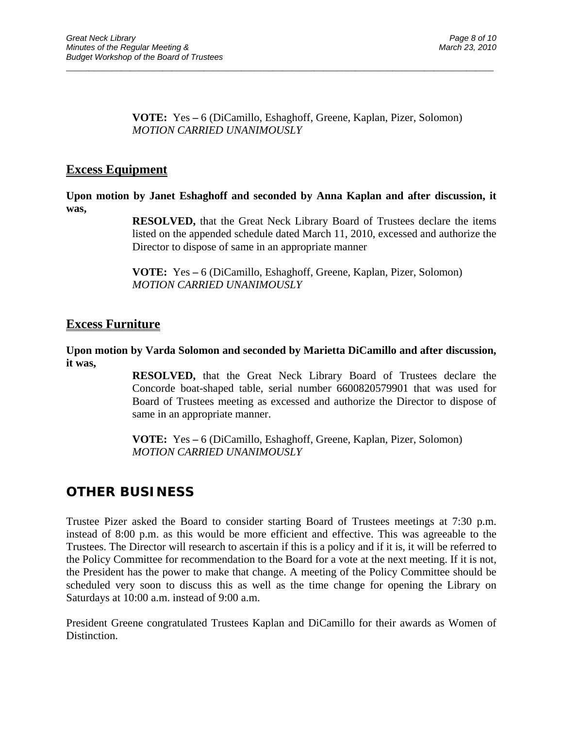**VOTE:** Yes **–** 6 (DiCamillo, Eshaghoff, Greene, Kaplan, Pizer, Solomon)
*MOTION CARRIED UNANIMOUSLY*

## Excess Equipment

**Upon motion by Janet Eshaghoff and seconded by Anna Kaplan and after discussion, it was,**

**RESOLVED,** that the Great Neck Library Board of Trustees declare the items listed on the appended schedule dated March 11, 2010, excessed and authorize the Director to dispose of same in an appropriate manner

**VOTE:** Yes **–** 6 (DiCamillo, Eshaghoff, Greene, Kaplan, Pizer, Solomon)
*MOTION CARRIED UNANIMOUSLY*

## Excess Furniture

**Upon motion by Varda Solomon and seconded by Marietta DiCamillo and after discussion, it was,**

**RESOLVED,** that the Great Neck Library Board of Trustees declare the Concorde boat-shaped table, serial number 6600820579901 that was used for Board of Trustees meeting as excessed and authorize the Director to dispose of same in an appropriate manner.

**VOTE:** Yes **–** 6 (DiCamillo, Eshaghoff, Greene, Kaplan, Pizer, Solomon)
*MOTION CARRIED UNANIMOUSLY*

# OTHER BUSINESS

Trustee Pizer asked the Board to consider starting Board of Trustees meetings at 7:30 p.m. instead of 8:00 p.m. as this would be more efficient and effective. This was agreeable to the Trustees. The Director will research to ascertain if this is a policy and if it is, it will be referred to the Policy Committee for recommendation to the Board for a vote at the next meeting. If it is not, the President has the power to make that change. A meeting of the Policy Committee should be scheduled very soon to discuss this as well as the time change for opening the Library on Saturdays at 10:00 a.m. instead of 9:00 a.m.

President Greene congratulated Trustees Kaplan and DiCamillo for their awards as Women of Distinction.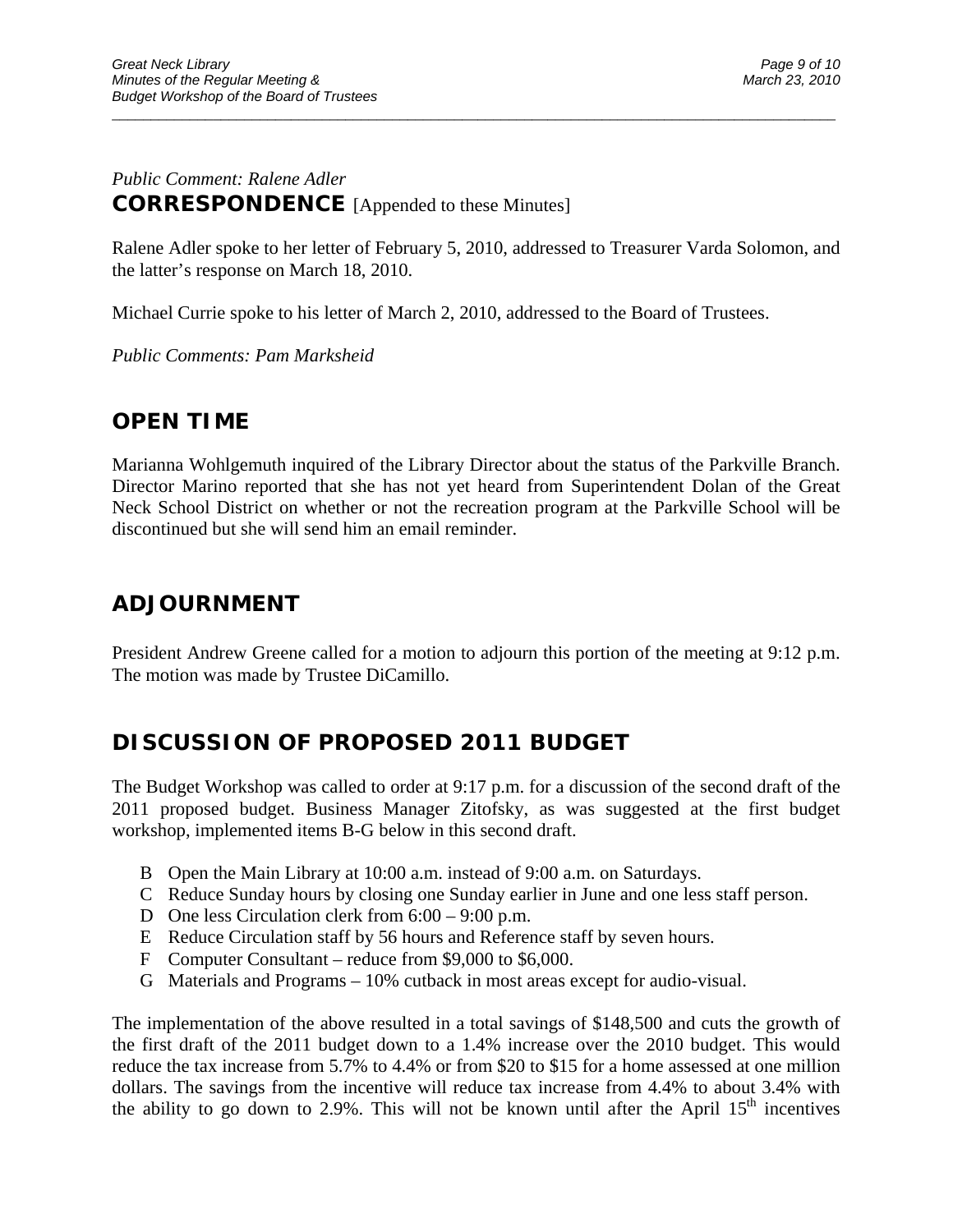*Public Comment: Ralene Adler*

## CORRESPONDENCE [Appended to these Minutes]

Ralene Adler spoke to her letter of February 5, 2010, addressed to Treasurer Varda Solomon, and the latter's response on March 18, 2010.

Michael Currie spoke to his letter of March 2, 2010, addressed to the Board of Trustees.

*Public Comments: Pam Marksheid*

## OPEN TIME

Marianna Wohlgemuth inquired of the Library Director about the status of the Parkville Branch. Director Marino reported that she has not yet heard from Superintendent Dolan of the Great Neck School District on whether or not the recreation program at the Parkville School will be discontinued but she will send him an email reminder.

## ADJOURNMENT

President Andrew Greene called for a motion to adjourn this portion of the meeting at 9:12 p.m. The motion was made by Trustee DiCamillo.

## DISCUSSION OF PROPOSED 2011 BUDGET

The Budget Workshop was called to order at 9:17 p.m. for a discussion of the second draft of the 2011 proposed budget. Business Manager Zitofsky, as was suggested at the first budget workshop, implemented items B-G below in this second draft.

- B Open the Main Library at 10:00 a.m. instead of 9:00 a.m. on Saturdays.
- C Reduce Sunday hours by closing one Sunday earlier in June and one less staff person.
- D One less Circulation clerk from 6:00 – 9:00 p.m.
- E Reduce Circulation staff by 56 hours and Reference staff by seven hours.
- F Computer Consultant – reduce from $9,000 to $6,000.
- G Materials and Programs – 10% cutback in most areas except for audio-visual.

The implementation of the above resulted in a total savings of $148,500 and cuts the growth of the first draft of the 2011 budget down to a 1.4% increase over the 2010 budget. This would reduce the tax increase from 5.7% to 4.4% or from $20 to $15 for a home assessed at one million dollars. The savings from the incentive will reduce tax increase from 4.4% to about 3.4% with the ability to go down to 2.9%. This will not be known until after the April 15th incentives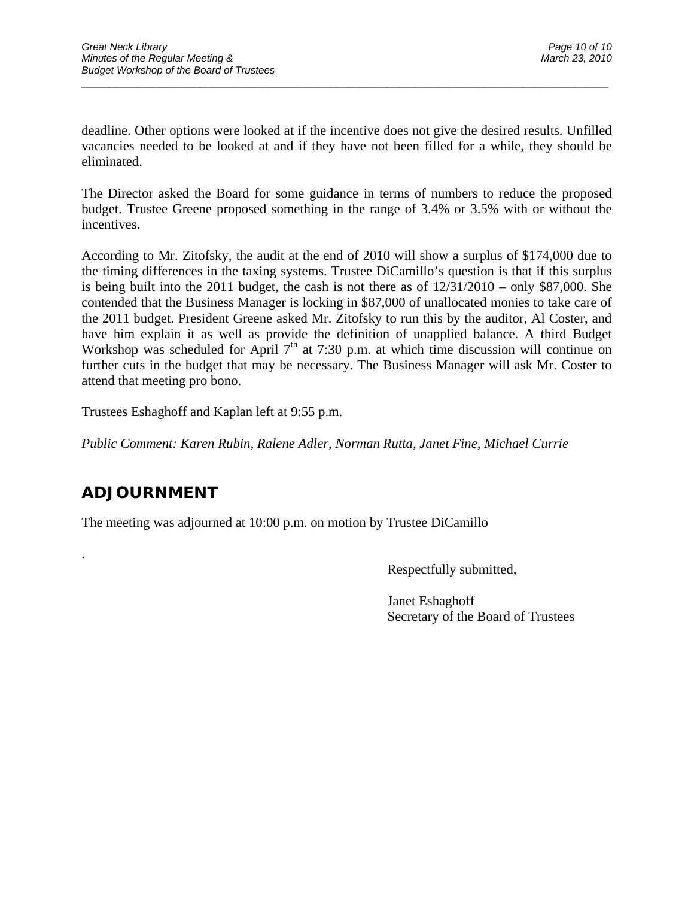deadline. Other options were looked at if the incentive does not give the desired results. Unfilled vacancies needed to be looked at and if they have not been filled for a while, they should be eliminated.

The Director asked the Board for some guidance in terms of numbers to reduce the proposed budget. Trustee Greene proposed something in the range of 3.4% or 3.5% with or without the incentives.

According to Mr. Zitofsky, the audit at the end of 2010 will show a surplus of $174,000 due to the timing differences in the taxing systems. Trustee DiCamillo's question is that if this surplus is being built into the 2011 budget, the cash is not there as of 12/31/2010 – only $87,000. She contended that the Business Manager is locking in $87,000 of unallocated monies to take care of the 2011 budget. President Greene asked Mr. Zitofsky to run this by the auditor, Al Coster, and have him explain it as well as provide the definition of unapplied balance. A third Budget Workshop was scheduled for April 7th at 7:30 p.m. at which time discussion will continue on further cuts in the budget that may be necessary. The Business Manager will ask Mr. Coster to attend that meeting pro bono.

Trustees Eshaghoff and Kaplan left at 9:55 p.m.

*Public Comment: Karen Rubin, Ralene Adler, Norman Rutta, Janet Fine, Michael Currie*

## ADJOURNMENT

The meeting was adjourned at 10:00 p.m. on motion by Trustee DiCamillo

.

Respectfully submitted,

Janet Eshaghoff
Secretary of the Board of Trustees